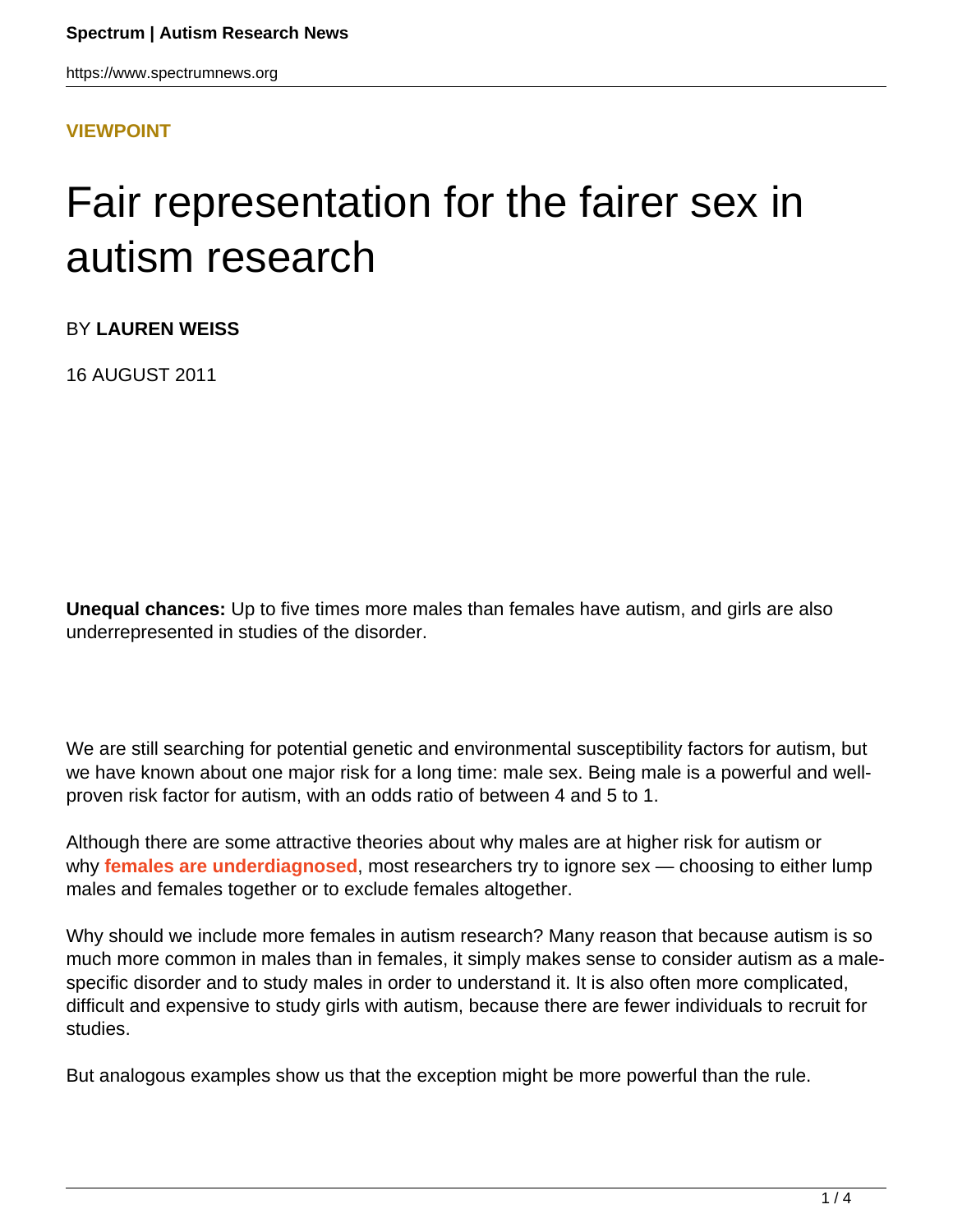VIEWPOINT

# Fair representation for the fairer sex in autism research

BY **LAUREN WEISS**

16 AUGUST 2011

**Unequal chances:** Up to five times more males than females have autism, and girls are also underrepresented in studies of the disorder.

We are still searching for potential genetic and environmental susceptibility factors for autism, but we have known about one major risk for a long time: male sex. Being male is a powerful and well-proven risk factor for autism, with an odds ratio of between 4 and 5 to 1.

Although there are some attractive theories about why males are at higher risk for autism or why **females are underdiagnosed**, most researchers try to ignore sex — choosing to either lump males and females together or to exclude females altogether.

Why should we include more females in autism research? Many reason that because autism is so much more common in males than in females, it simply makes sense to consider autism as a male-specific disorder and to study males in order to understand it. It is also often more complicated, difficult and expensive to study girls with autism, because there are fewer individuals to recruit for studies.

But analogous examples show us that the exception might be more powerful than the rule.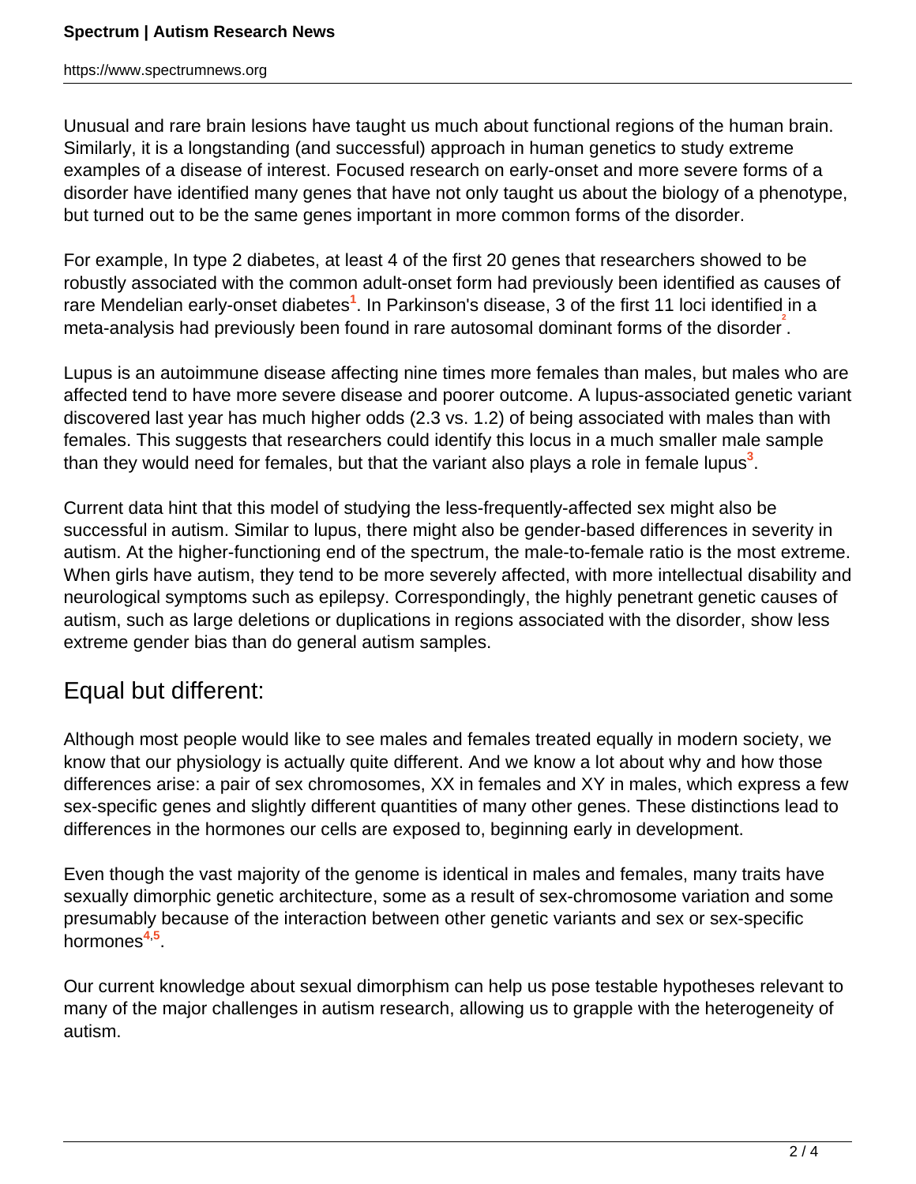Unusual and rare brain lesions have taught us much about functional regions of the human brain. Similarly, it is a longstanding (and successful) approach in human genetics to study extreme examples of a disease of interest. Focused research on early-onset and more severe forms of a disorder have identified many genes that have not only taught us about the biology of a phenotype, but turned out to be the same genes important in more common forms of the disorder.

For example, In type 2 diabetes, at least 4 of the first 20 genes that researchers showed to be robustly associated with the common adult-onset form had previously been identified as causes of rare Mendelian early-onset diabetes[1]. In Parkinson's disease, 3 of the first 11 loci identified in a meta-analysis had previously been found in rare autosomal dominant forms of the disorder[2].

Lupus is an autoimmune disease affecting nine times more females than males, but males who are affected tend to have more severe disease and poorer outcome. A lupus-associated genetic variant discovered last year has much higher odds (2.3 vs. 1.2) of being associated with males than with females. This suggests that researchers could identify this locus in a much smaller male sample than they would need for females, but that the variant also plays a role in female lupus[3].

Current data hint that this model of studying the less-frequently-affected sex might also be successful in autism. Similar to lupus, there might also be gender-based differences in severity in autism. At the higher-functioning end of the spectrum, the male-to-female ratio is the most extreme. When girls have autism, they tend to be more severely affected, with more intellectual disability and neurological symptoms such as epilepsy. Correspondingly, the highly penetrant genetic causes of autism, such as large deletions or duplications in regions associated with the disorder, show less extreme gender bias than do general autism samples.

## Equal but different:

Although most people would like to see males and females treated equally in modern society, we know that our physiology is actually quite different. And we know a lot about why and how those differences arise: a pair of sex chromosomes, XX in females and XY in males, which express a few sex-specific genes and slightly different quantities of many other genes. These distinctions lead to differences in the hormones our cells are exposed to, beginning early in development.

Even though the vast majority of the genome is identical in males and females, many traits have sexually dimorphic genetic architecture, some as a result of sex-chromosome variation and some presumably because of the interaction between other genetic variants and sex or sex-specific hormones[4,5].

Our current knowledge about sexual dimorphism can help us pose testable hypotheses relevant to many of the major challenges in autism research, allowing us to grapple with the heterogeneity of autism.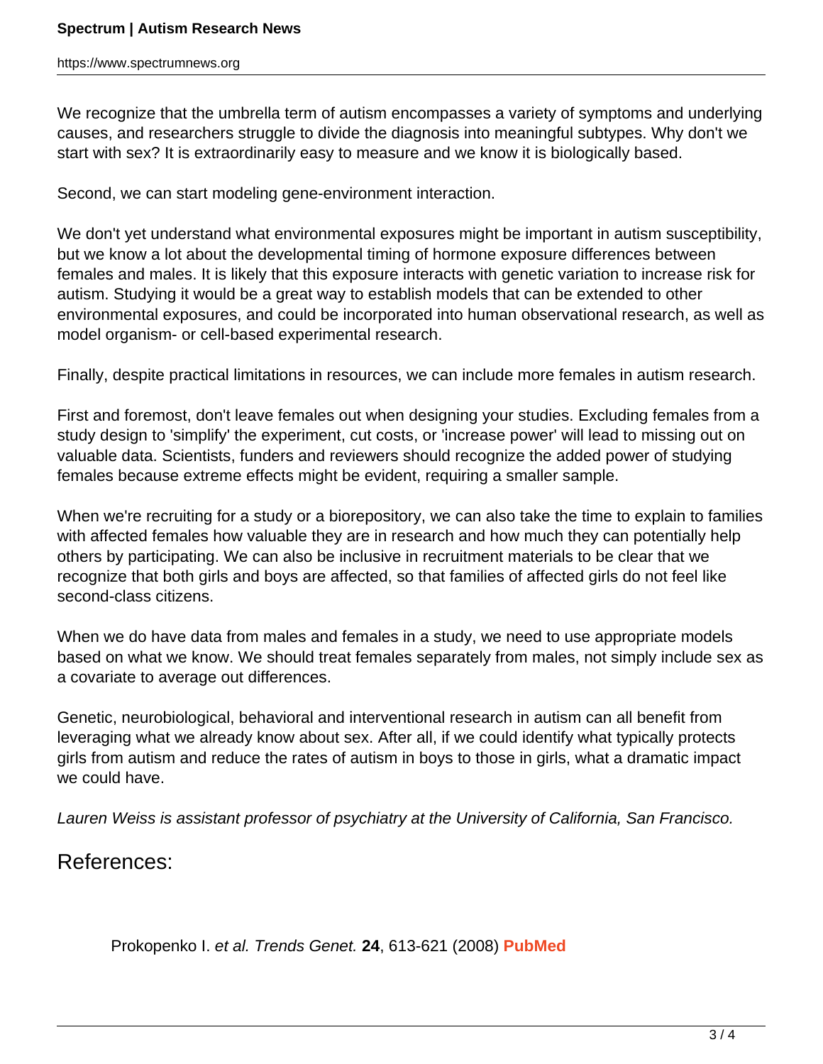We recognize that the umbrella term of autism encompasses a variety of symptoms and underlying causes, and researchers struggle to divide the diagnosis into meaningful subtypes. Why don't we start with sex? It is extraordinarily easy to measure and we know it is biologically based.

Second, we can start modeling gene-environment interaction.

We don't yet understand what environmental exposures might be important in autism susceptibility, but we know a lot about the developmental timing of hormone exposure differences between females and males. It is likely that this exposure interacts with genetic variation to increase risk for autism. Studying it would be a great way to establish models that can be extended to other environmental exposures, and could be incorporated into human observational research, as well as model organism- or cell-based experimental research.

Finally, despite practical limitations in resources, we can include more females in autism research.

First and foremost, don't leave females out when designing your studies. Excluding females from a study design to 'simplify' the experiment, cut costs, or 'increase power' will lead to missing out on valuable data. Scientists, funders and reviewers should recognize the added power of studying females because extreme effects might be evident, requiring a smaller sample.

When we're recruiting for a study or a biorepository, we can also take the time to explain to families with affected females how valuable they are in research and how much they can potentially help others by participating. We can also be inclusive in recruitment materials to be clear that we recognize that both girls and boys are affected, so that families of affected girls do not feel like second-class citizens.

When we do have data from males and females in a study, we need to use appropriate models based on what we know. We should treat females separately from males, not simply include sex as a covariate to average out differences.

Genetic, neurobiological, behavioral and interventional research in autism can all benefit from leveraging what we already know about sex. After all, if we could identify what typically protects girls from autism and reduce the rates of autism in boys to those in girls, what a dramatic impact we could have.

*Lauren Weiss is assistant professor of psychiatry at the University of California, San Francisco.*

## References:

Prokopenko I. *et al. Trends Genet.* **24**, 613-621 (2008) **PubMed**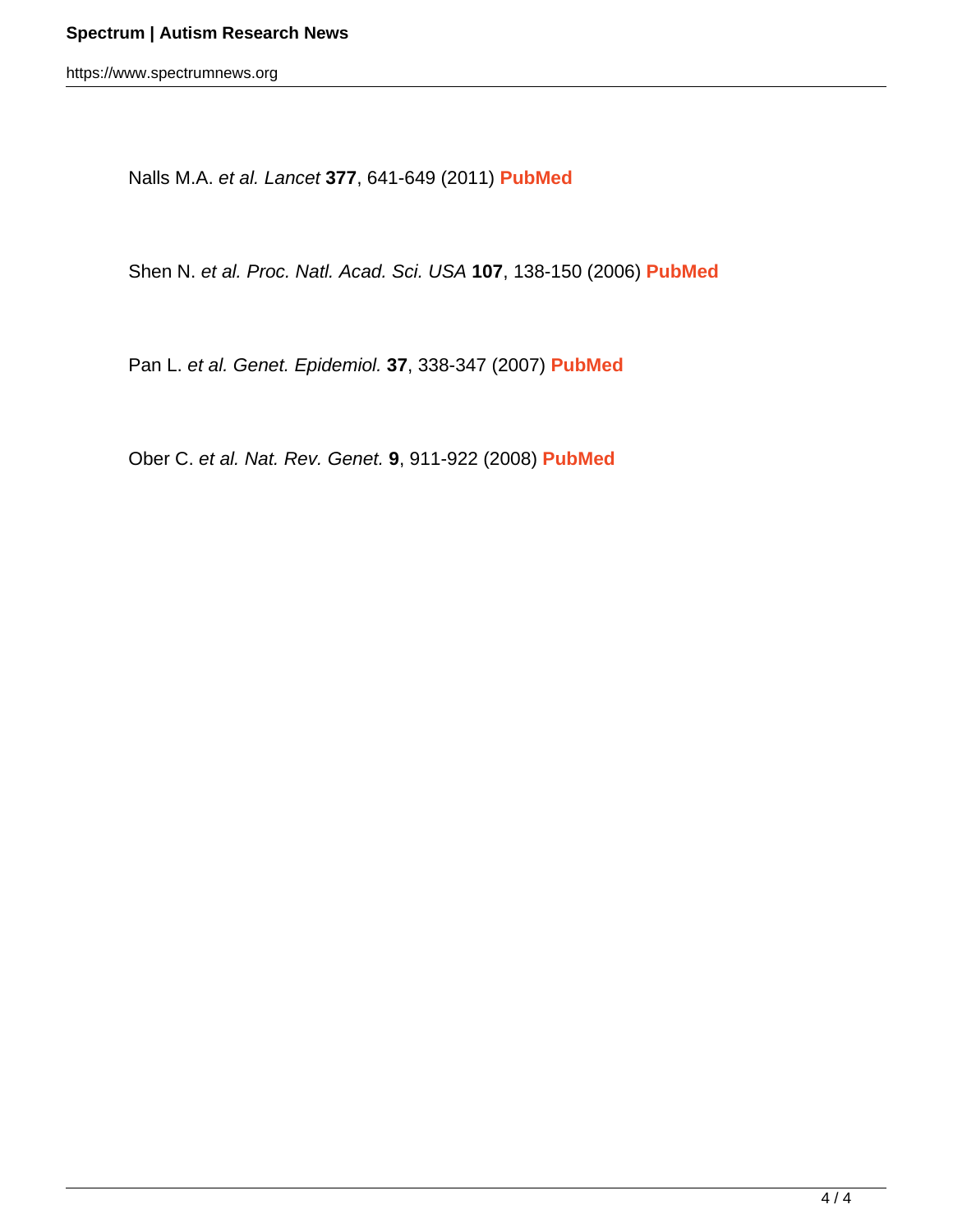Nalls M.A. *et al. Lancet* **377**, 641-649 (2011) **PubMed**

Shen N. *et al. Proc. Natl. Acad. Sci. USA* **107**, 138-150 (2006) **PubMed**

Pan L. *et al. Genet. Epidemiol.* **37**, 338-347 (2007) **PubMed**

Ober C. *et al. Nat. Rev. Genet.* **9**, 911-922 (2008) **PubMed**